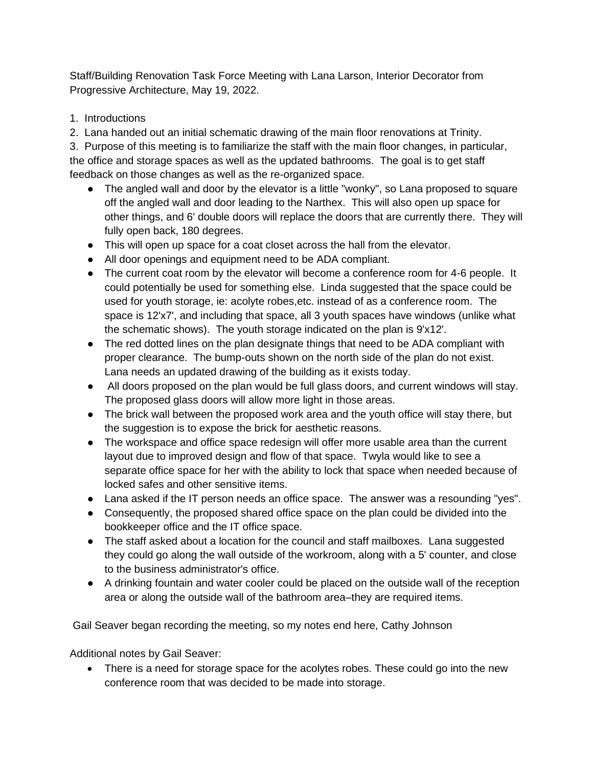Staff/Building Renovation Task Force Meeting with Lana Larson, Interior Decorator from Progressive Architecture, May 19, 2022.

1. Introductions
2. Lana handed out an initial schematic drawing of the main floor renovations at Trinity.
3. Purpose of this meeting is to familiarize the staff with the main floor changes, in particular, the office and storage spaces as well as the updated bathrooms. The goal is to get staff feedback on those changes as well as the re-organized space.
   - The angled wall and door by the elevator is a little "wonky", so Lana proposed to square off the angled wall and door leading to the Narthex. This will also open up space for other things, and 6' double doors will replace the doors that are currently there. They will fully open back, 180 degrees.
   - This will open up space for a coat closet across the hall from the elevator.
   - All door openings and equipment need to be ADA compliant.
   - The current coat room by the elevator will become a conference room for 4-6 people. It could potentially be used for something else. Linda suggested that the space could be used for youth storage, ie: acolyte robes,etc. instead of as a conference room. The space is 12'x7', and including that space, all 3 youth spaces have windows (unlike what the schematic shows). The youth storage indicated on the plan is 9'x12'.
   - The red dotted lines on the plan designate things that need to be ADA compliant with proper clearance. The bump-outs shown on the north side of the plan do not exist. Lana needs an updated drawing of the building as it exists today.
   - All doors proposed on the plan would be full glass doors, and current windows will stay. The proposed glass doors will allow more light in those areas.
   - The brick wall between the proposed work area and the youth office will stay there, but the suggestion is to expose the brick for aesthetic reasons.
   - The workspace and office space redesign will offer more usable area than the current layout due to improved design and flow of that space. Twyla would like to see a separate office space for her with the ability to lock that space when needed because of locked safes and other sensitive items.
   - Lana asked if the IT person needs an office space. The answer was a resounding "yes".
   - Consequently, the proposed shared office space on the plan could be divided into the bookkeeper office and the IT office space.
   - The staff asked about a location for the council and staff mailboxes. Lana suggested they could go along the wall outside of the workroom, along with a 5' counter, and close to the business administrator's office.
   - A drinking fountain and water cooler could be placed on the outside wall of the reception area or along the outside wall of the bathroom area–they are required items.

Gail Seaver began recording the meeting, so my notes end here, Cathy Johnson

Additional notes by Gail Seaver:

- There is a need for storage space for the acolytes robes. These could go into the new conference room that was decided to be made into storage.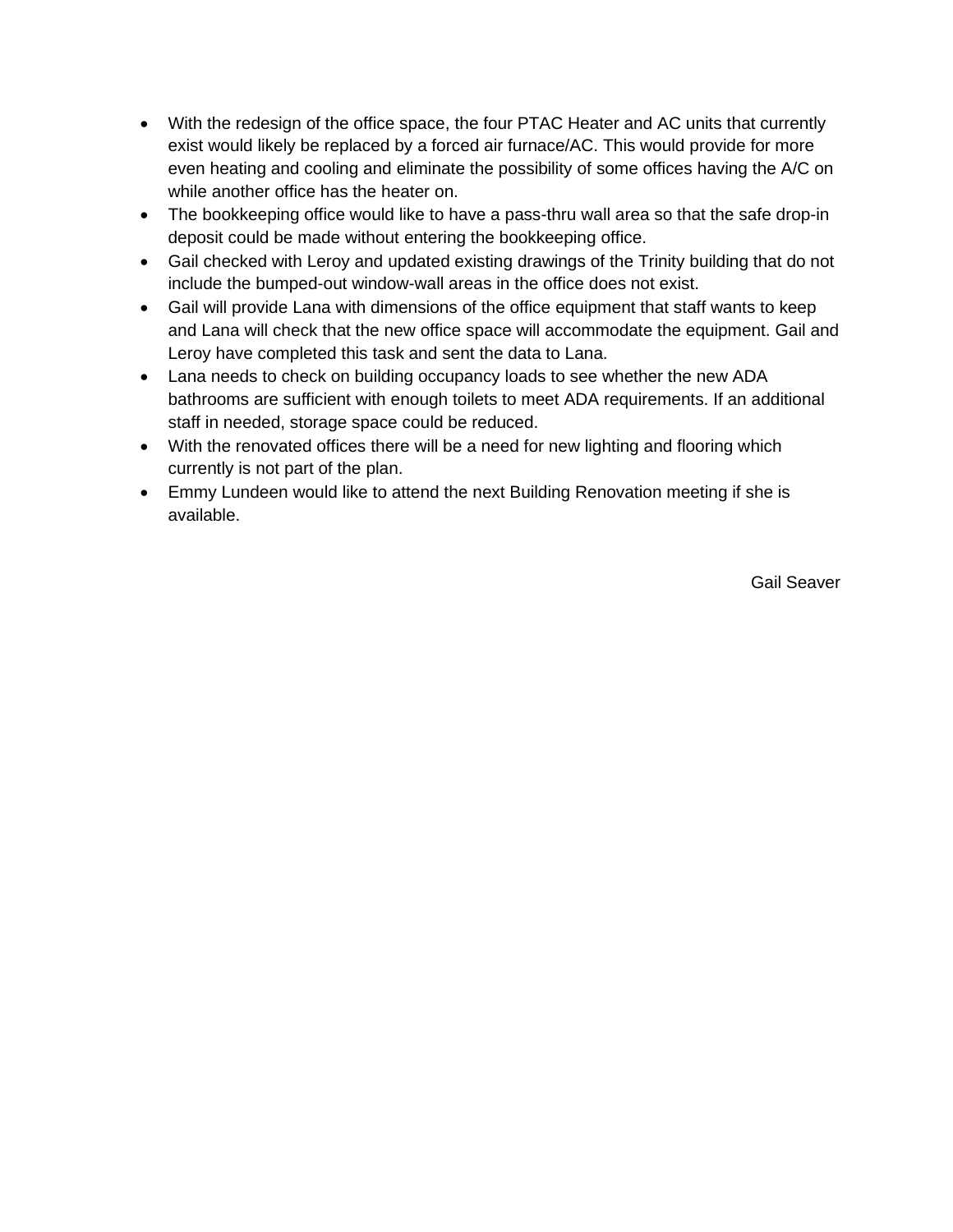- With the redesign of the office space, the four PTAC Heater and AC units that currently exist would likely be replaced by a forced air furnace/AC. This would provide for more even heating and cooling and eliminate the possibility of some offices having the A/C on while another office has the heater on.
- The bookkeeping office would like to have a pass-thru wall area so that the safe drop-in deposit could be made without entering the bookkeeping office.
- Gail checked with Leroy and updated existing drawings of the Trinity building that do not include the bumped-out window-wall areas in the office does not exist.
- Gail will provide Lana with dimensions of the office equipment that staff wants to keep and Lana will check that the new office space will accommodate the equipment. Gail and Leroy have completed this task and sent the data to Lana.
- Lana needs to check on building occupancy loads to see whether the new ADA bathrooms are sufficient with enough toilets to meet ADA requirements. If an additional staff in needed, storage space could be reduced.
- With the renovated offices there will be a need for new lighting and flooring which currently is not part of the plan.
- Emmy Lundeen would like to attend the next Building Renovation meeting if she is available.

Gail Seaver